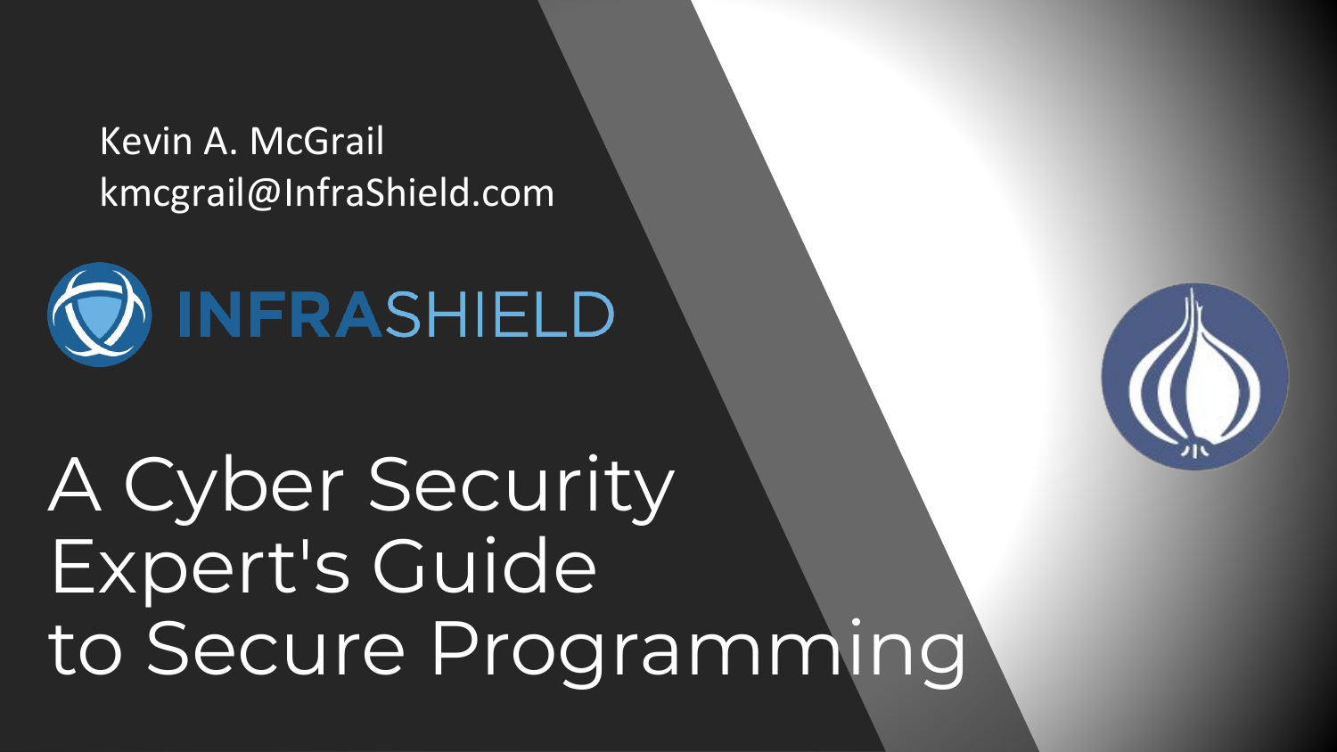Kevin A. McGrail
kmcgrail@InfraShield.com

INFRASHIELD

# A Cyber Security Expert's Guide to Secure Programming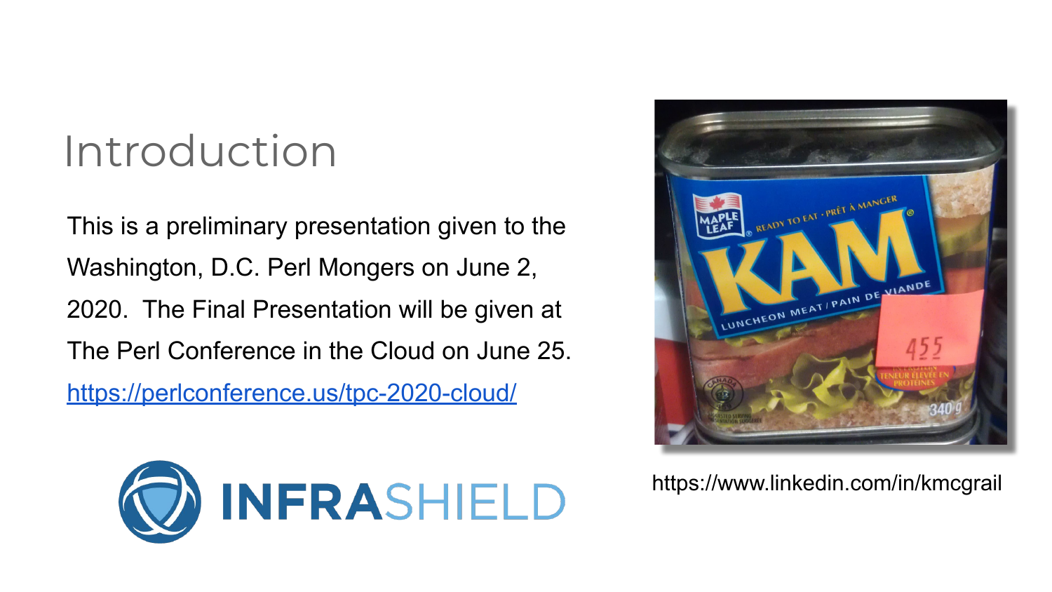# Introduction

This is a preliminary presentation given to the Washington, D.C. Perl Mongers on June 2, 2020. The Final Presentation will be given at The Perl Conference in the Cloud on June 25.

https://perlconference.us/tpc-2020-cloud/

https://www.linkedin.com/in/kmcgrail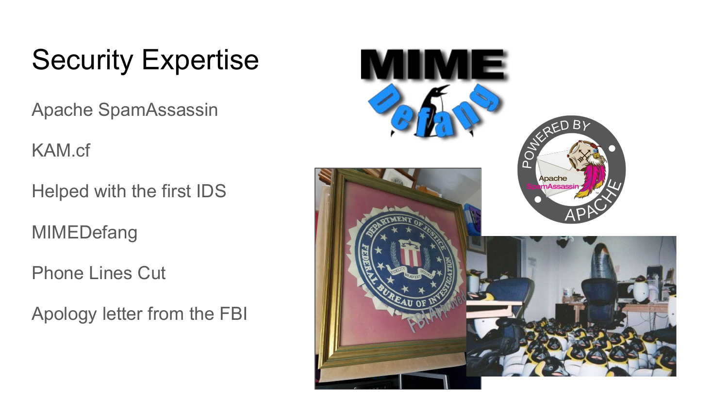# Security Expertise

Apache SpamAssassin

KAM.cf

Helped with the first IDS

MIMEDefang

Phone Lines Cut

Apology letter from the FBI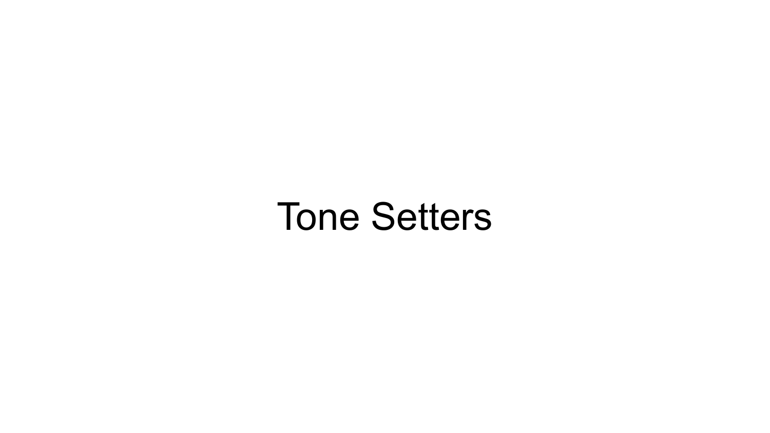# Tone Setters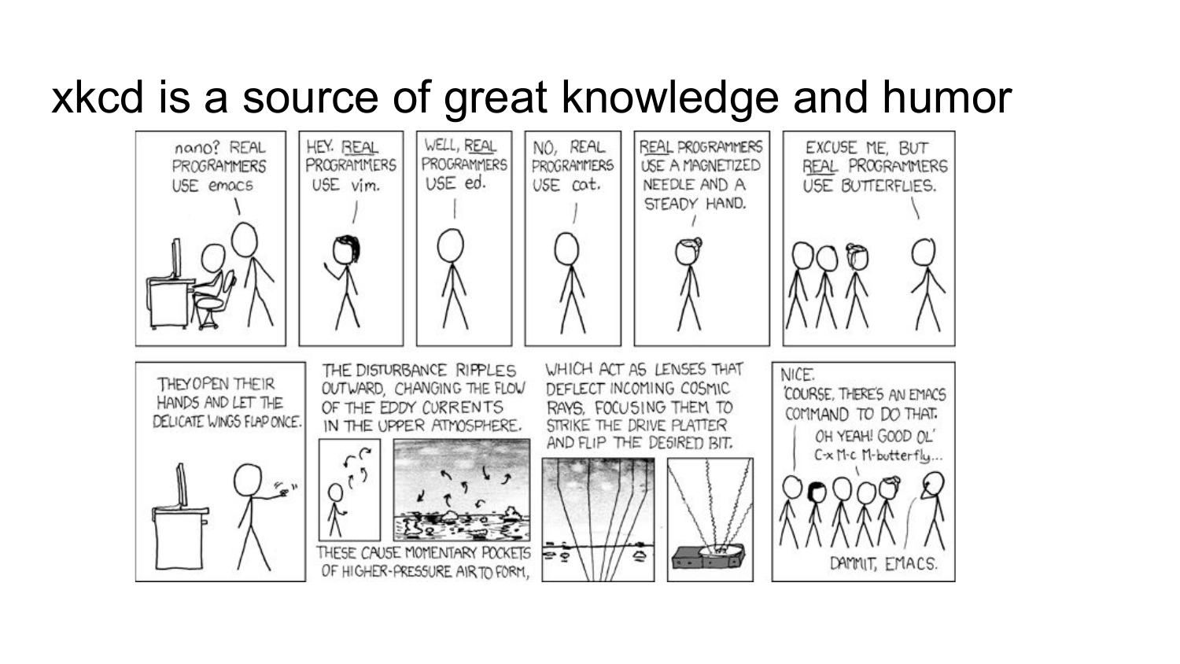# xkcd is a source of great knowledge and humor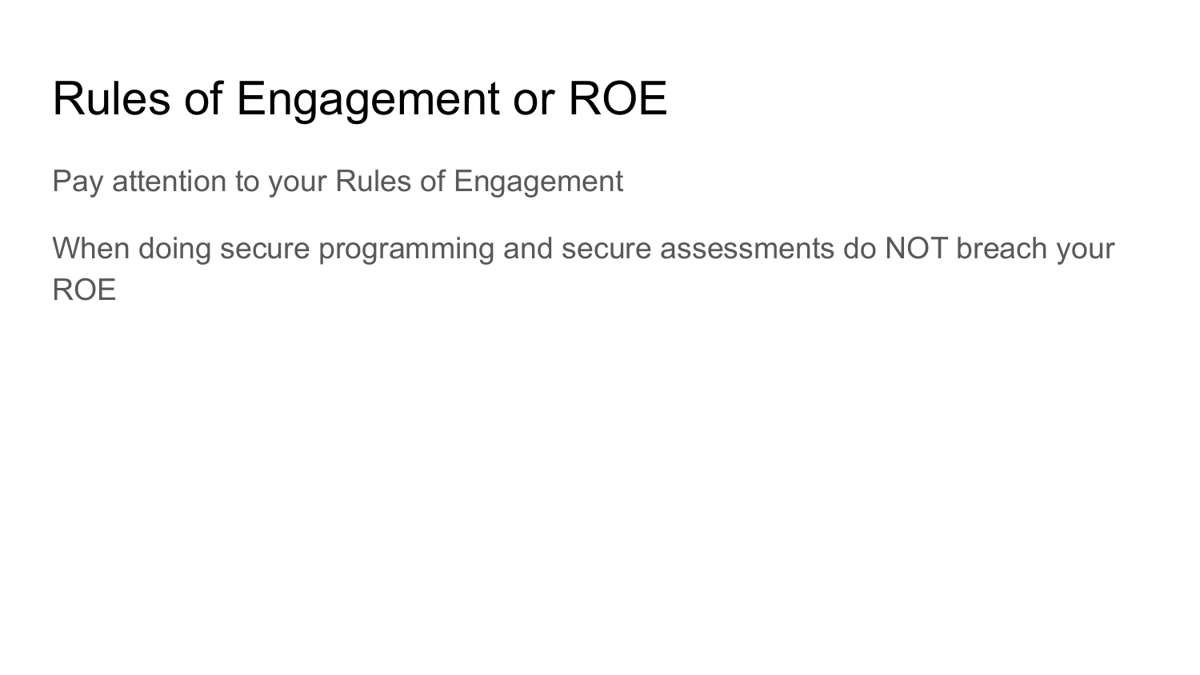# Rules of Engagement or ROE

Pay attention to your Rules of Engagement

When doing secure programming and secure assessments do NOT breach your ROE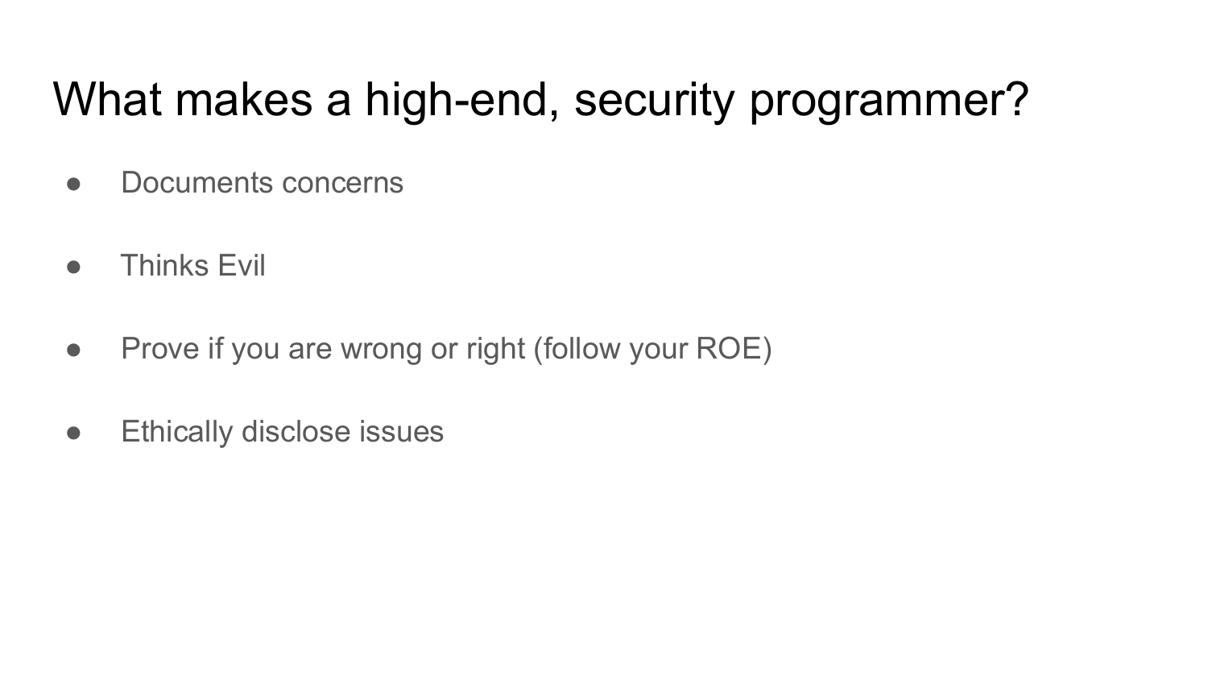# What makes a high-end, security programmer?

- Documents concerns
- Thinks Evil
- Prove if you are wrong or right (follow your ROE)
- Ethically disclose issues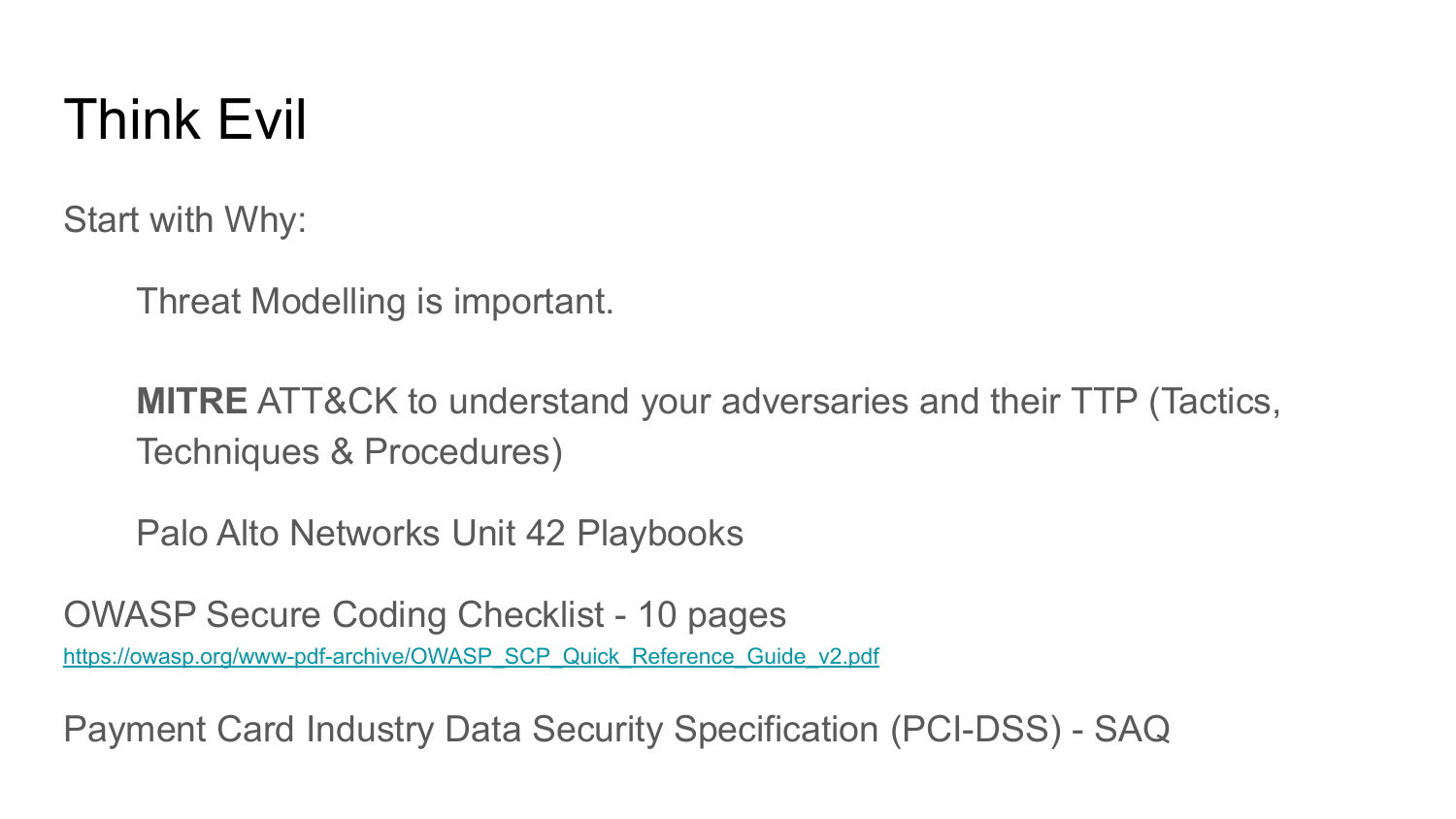# Think Evil

Start with Why:

> Threat Modelling is important.
>
> **MITRE** ATT&CK to understand your adversaries and their TTP (Tactics, Techniques & Procedures)
>
> Palo Alto Networks Unit 42 Playbooks

OWASP Secure Coding Checklist - 10 pages
https://owasp.org/www-pdf-archive/OWASP_SCP_Quick_Reference_Guide_v2.pdf

Payment Card Industry Data Security Specification (PCI-DSS) - SAQ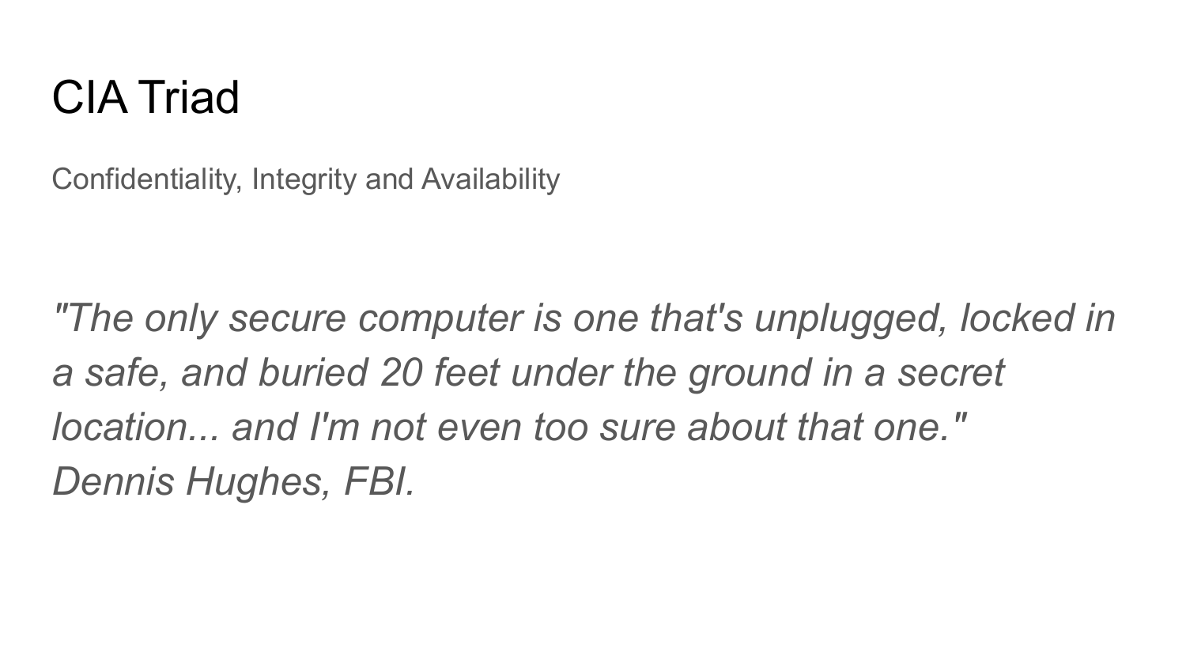# CIA Triad

Confidentiality, Integrity and Availability

*"The only secure computer is one that's unplugged, locked in a safe, and buried 20 feet under the ground in a secret location... and I'm not even too sure about that one."*
*Dennis Hughes, FBI.*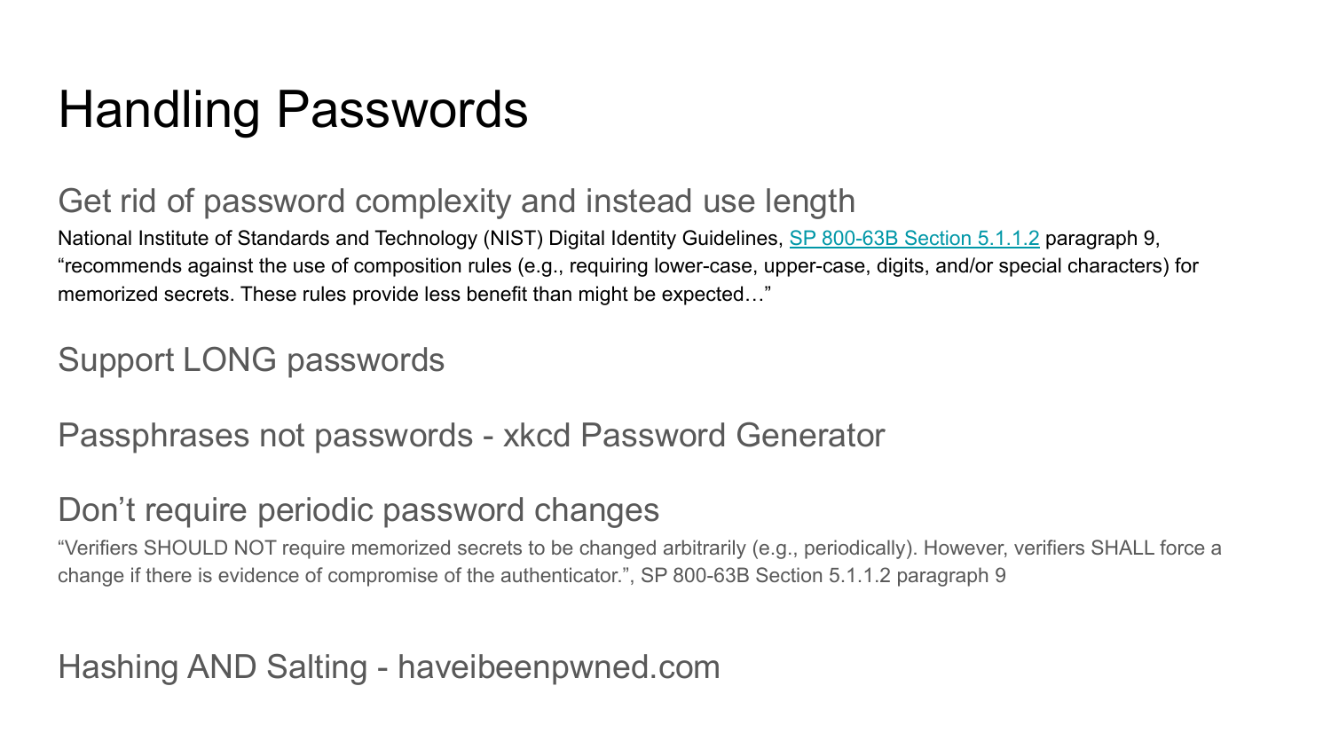# Handling Passwords

## Get rid of password complexity and instead use length

National Institute of Standards and Technology (NIST) Digital Identity Guidelines, [SP 800-63B Section 5.1.1.2](SP 800-63B Section 5.1.1.2) paragraph 9, "recommends against the use of composition rules (e.g., requiring lower-case, upper-case, digits, and/or special characters) for memorized secrets. These rules provide less benefit than might be expected…"

## Support LONG passwords

## Passphrases not passwords - xkcd Password Generator

## Don't require periodic password changes

"Verifiers SHOULD NOT require memorized secrets to be changed arbitrarily (e.g., periodically). However, verifiers SHALL force a change if there is evidence of compromise of the authenticator.", SP 800-63B Section 5.1.1.2 paragraph 9

## Hashing AND Salting - haveibeenpwned.com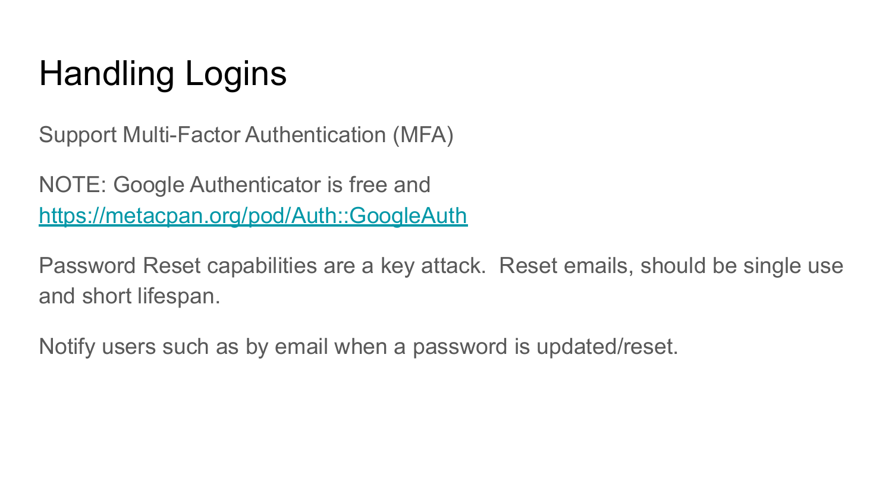# Handling Logins

Support Multi-Factor Authentication (MFA)

NOTE: Google Authenticator is free and
[https://metacpan.org/pod/Auth::GoogleAuth](https://metacpan.org/pod/Auth::GoogleAuth)

Password Reset capabilities are a key attack.  Reset emails, should be single use and short lifespan.

Notify users such as by email when a password is updated/reset.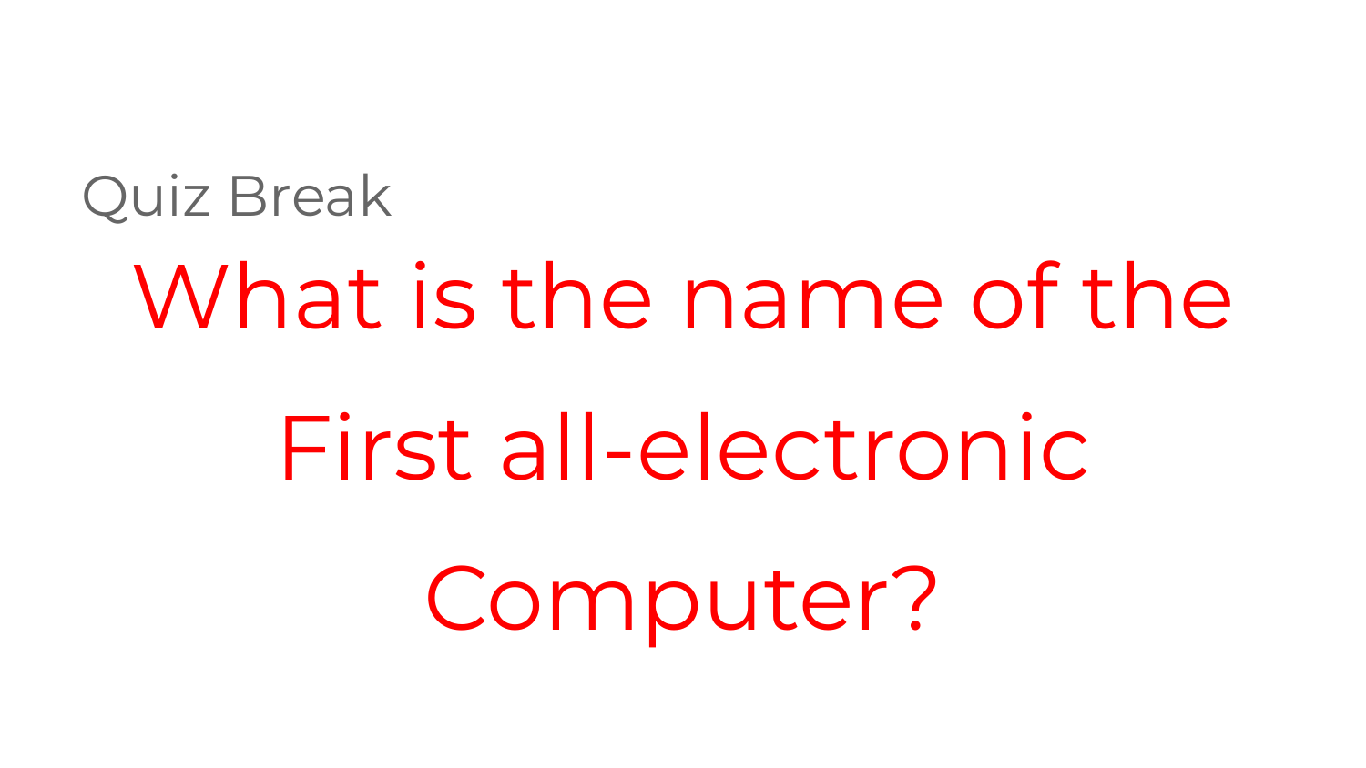Quiz Break

# What is the name of the First all-electronic Computer?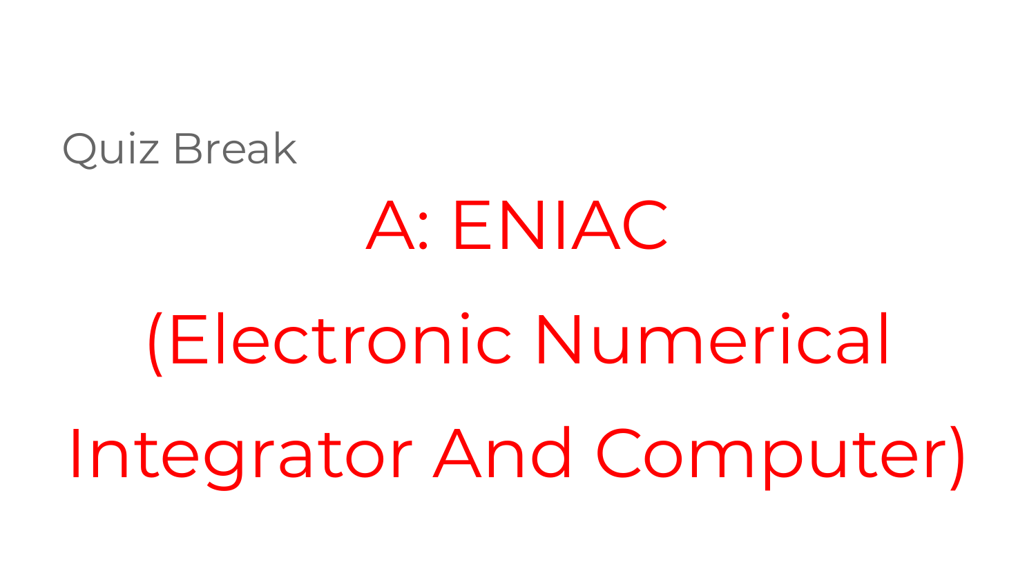## Quiz Break

# A: ENIAC

# (Electronic Numerical Integrator And Computer)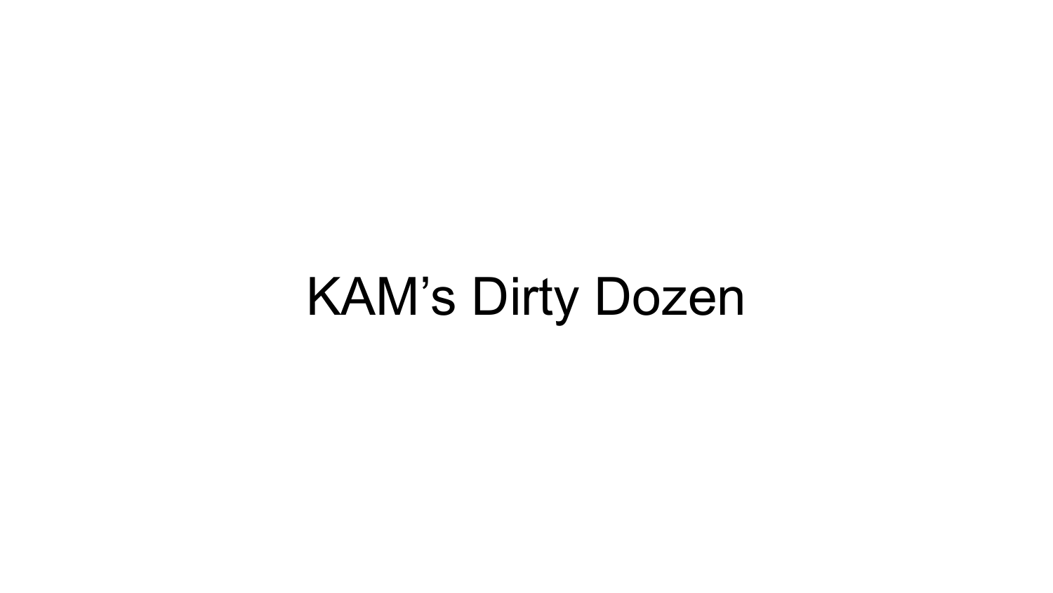# KAM’s Dirty Dozen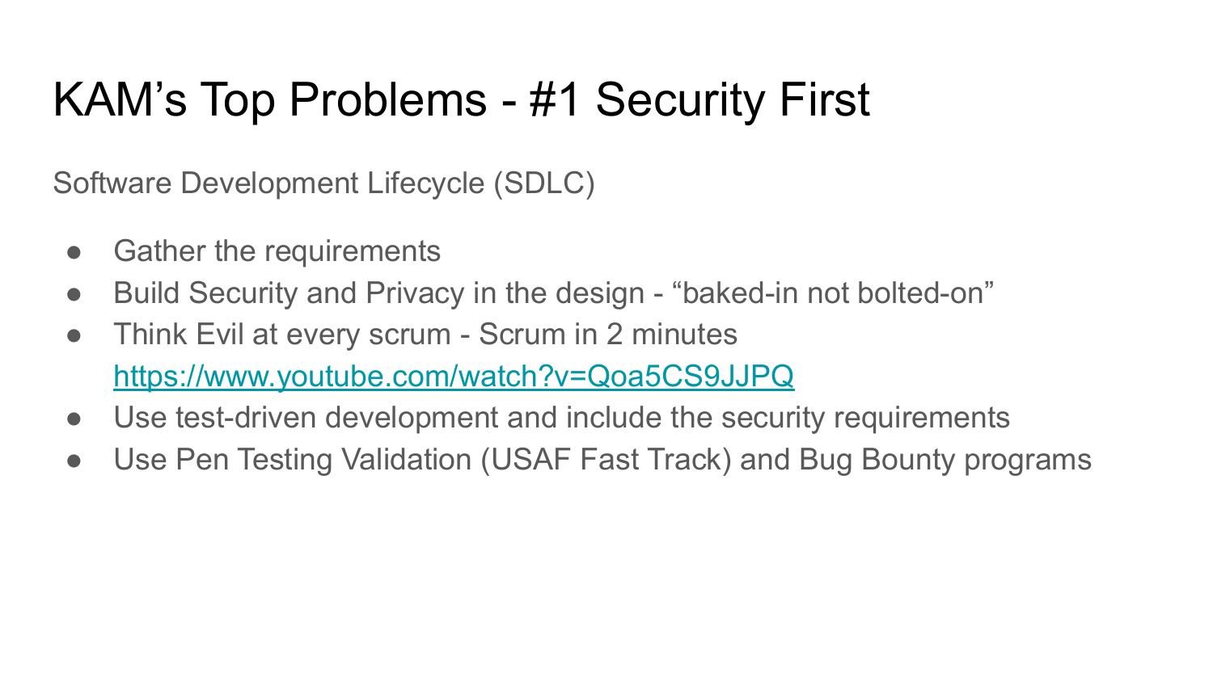# KAM's Top Problems - #1 Security First

Software Development Lifecycle (SDLC)

- Gather the requirements
- Build Security and Privacy in the design - "baked-in not bolted-on"
- Think Evil at every scrum - Scrum in 2 minutes https://www.youtube.com/watch?v=Qoa5CS9JJPQ
- Use test-driven development and include the security requirements
- Use Pen Testing Validation (USAF Fast Track) and Bug Bounty programs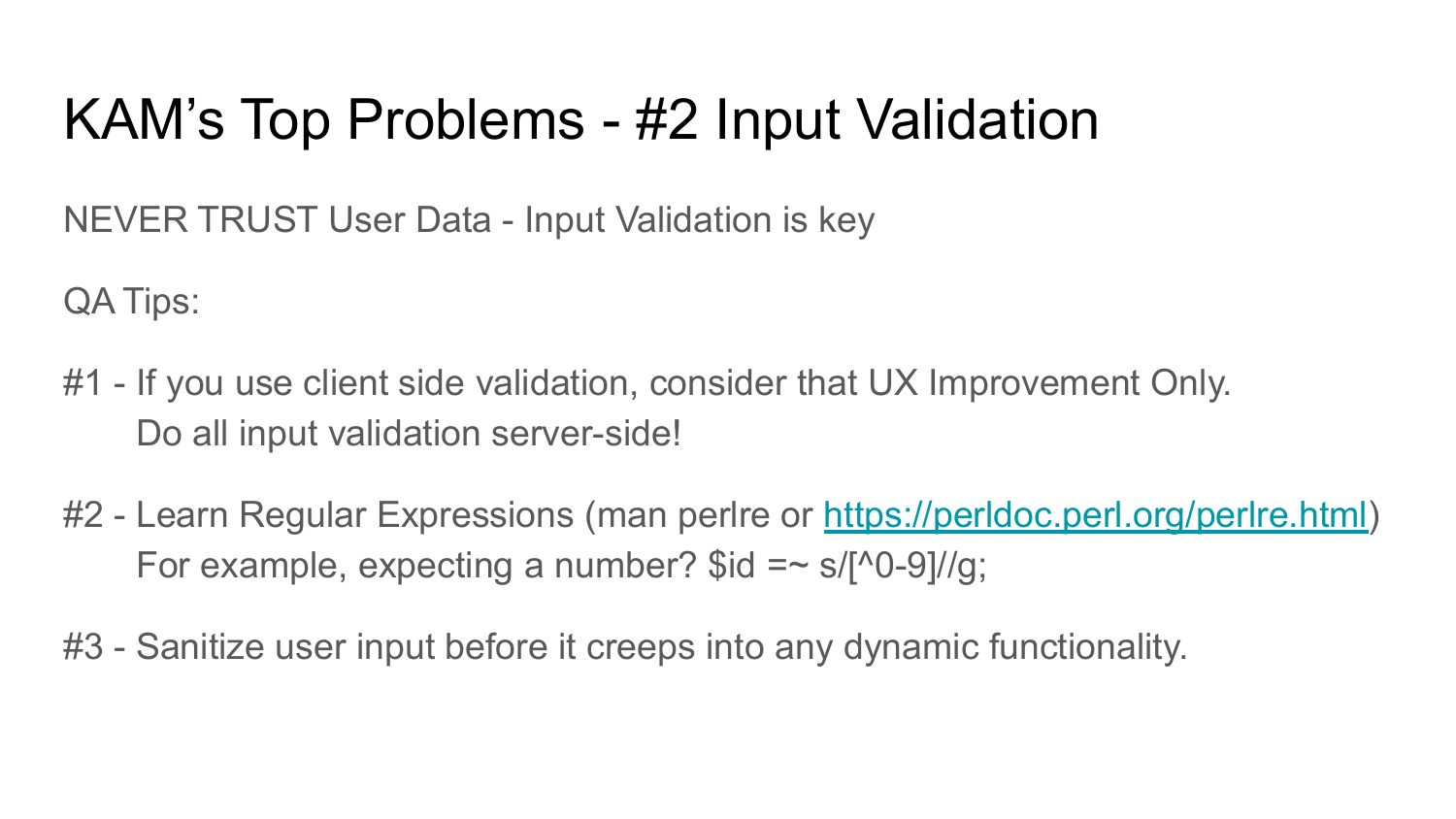# KAM's Top Problems - #2 Input Validation

NEVER TRUST User Data - Input Validation is key

QA Tips:

#1 - If you use client side validation, consider that UX Improvement Only.
Do all input validation server-side!

#2 - Learn Regular Expressions (man perlre or [https://perldoc.perl.org/perlre.html](https://perldoc.perl.org/perlre.html))
For example, expecting a number? `$id =~ s/[^0-9]//g;`

#3 - Sanitize user input before it creeps into any dynamic functionality.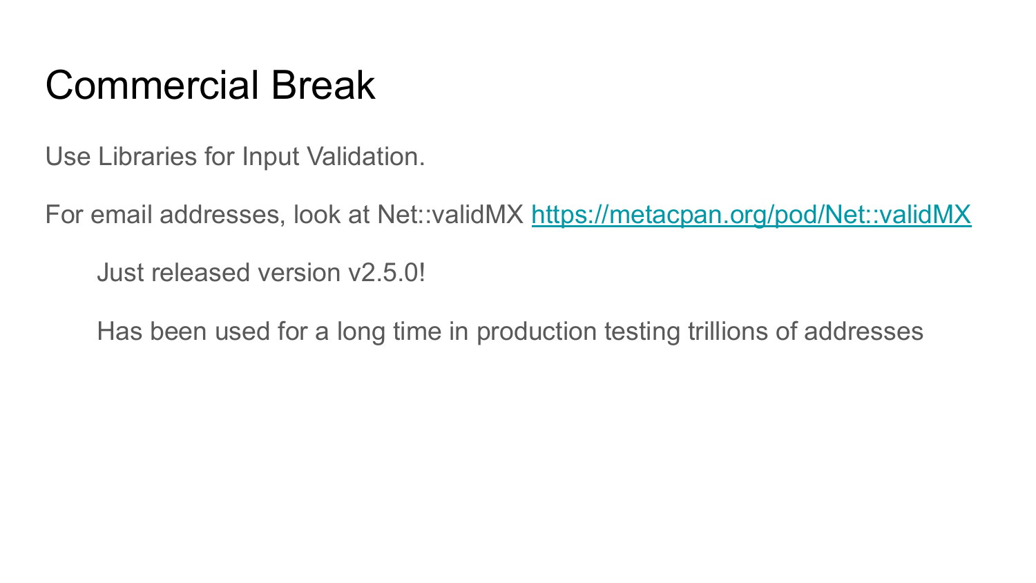# Commercial Break

Use Libraries for Input Validation.

For email addresses, look at Net::validMX [https://metacpan.org/pod/Net::validMX](https://metacpan.org/pod/Net::validMX)

> Just released version v2.5.0!
>
> Has been used for a long time in production testing trillions of addresses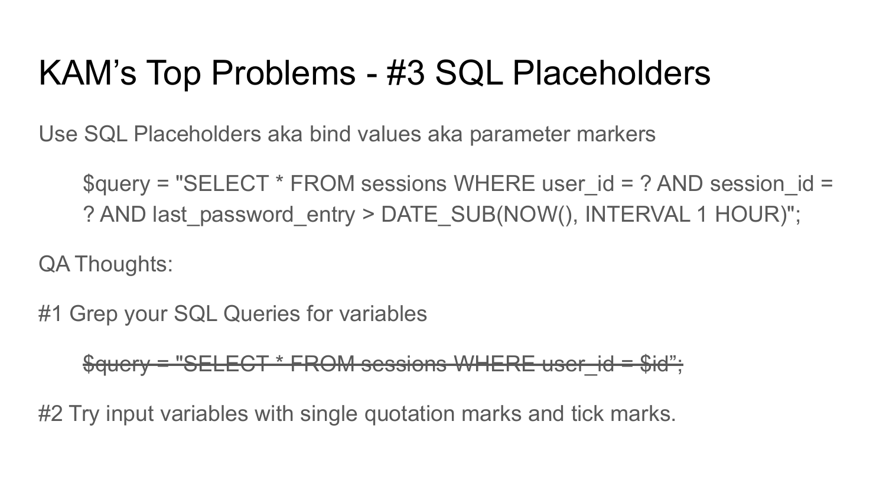# KAM’s Top Problems - #3 SQL Placeholders

Use SQL Placeholders aka bind values aka parameter markers

```
$query = "SELECT * FROM sessions WHERE user_id = ? AND session_id = ? AND last_password_entry > DATE_SUB(NOW(), INTERVAL 1 HOUR)";
```

QA Thoughts:

#1 Grep your SQL Queries for variables

~~$query = "SELECT * FROM sessions WHERE user_id = $id”;~~

#2 Try input variables with single quotation marks and tick marks.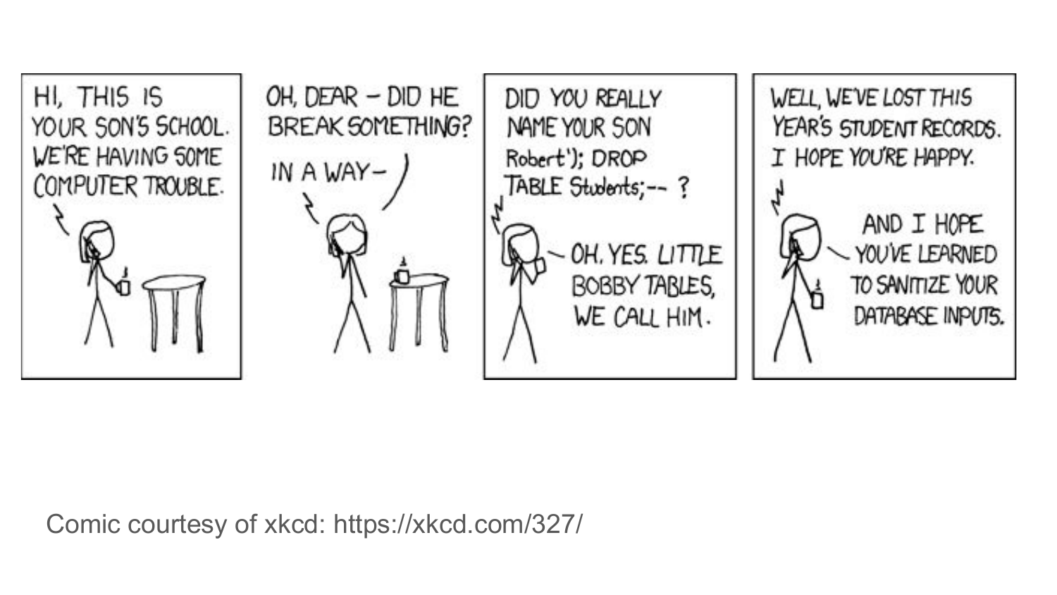HI, THIS IS YOUR SON'S SCHOOL. WE'RE HAVING SOME COMPUTER TROUBLE.

OH, DEAR – DID HE BREAK SOMETHING?

IN A WAY–

DID YOU REALLY NAME YOUR SON Robert'); DROP TABLE Students;-- ?

OH. YES. LITTLE BOBBY TABLES, WE CALL HIM.

WELL, WE'VE LOST THIS YEAR'S STUDENT RECORDS. I HOPE YOU'RE HAPPY.

AND I HOPE YOU'VE LEARNED TO SANITIZE YOUR DATABASE INPUTS.

Comic courtesy of xkcd: https://xkcd.com/327/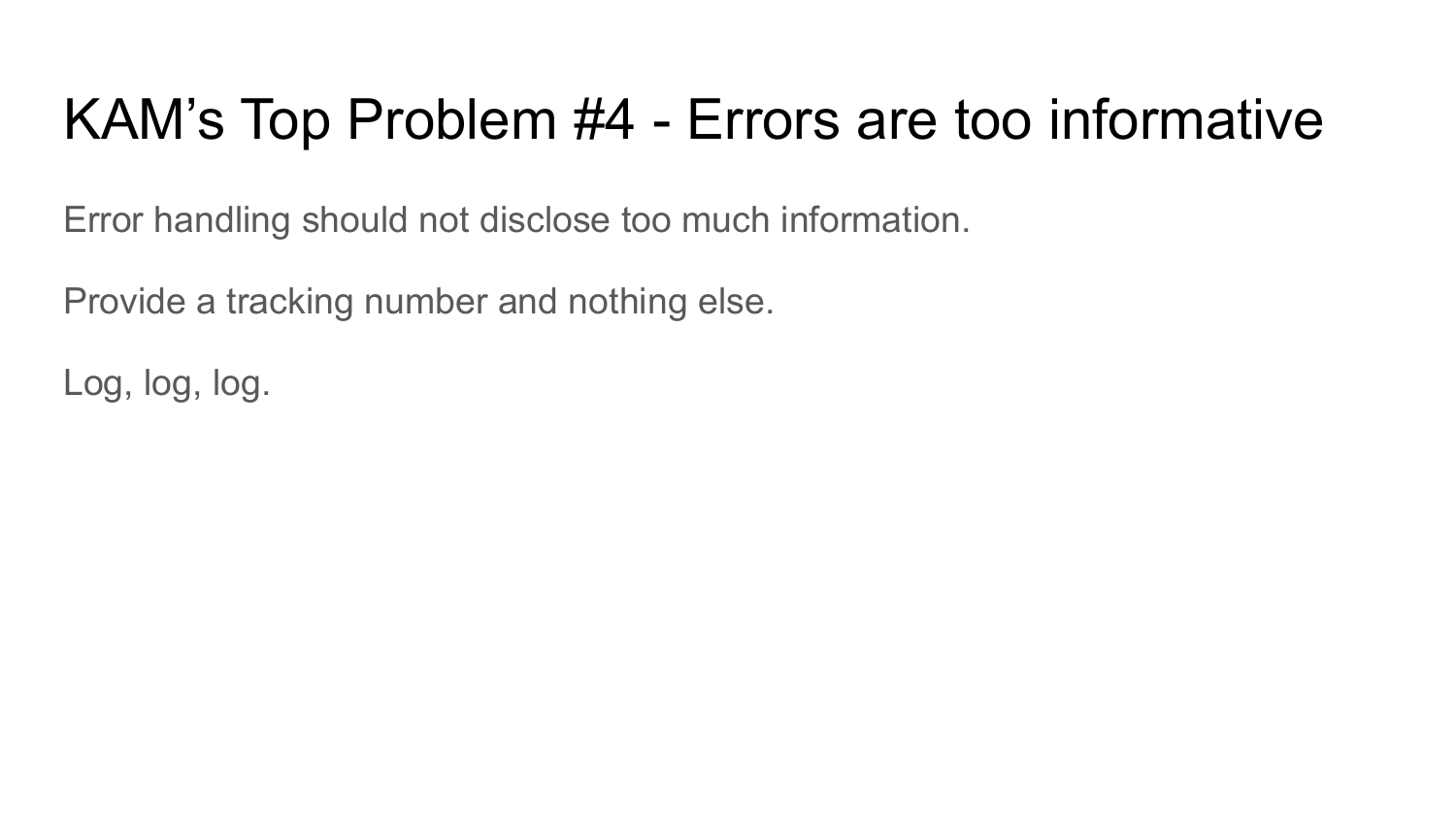# KAM’s Top Problem #4 - Errors are too informative

Error handling should not disclose too much information.

Provide a tracking number and nothing else.

Log, log, log.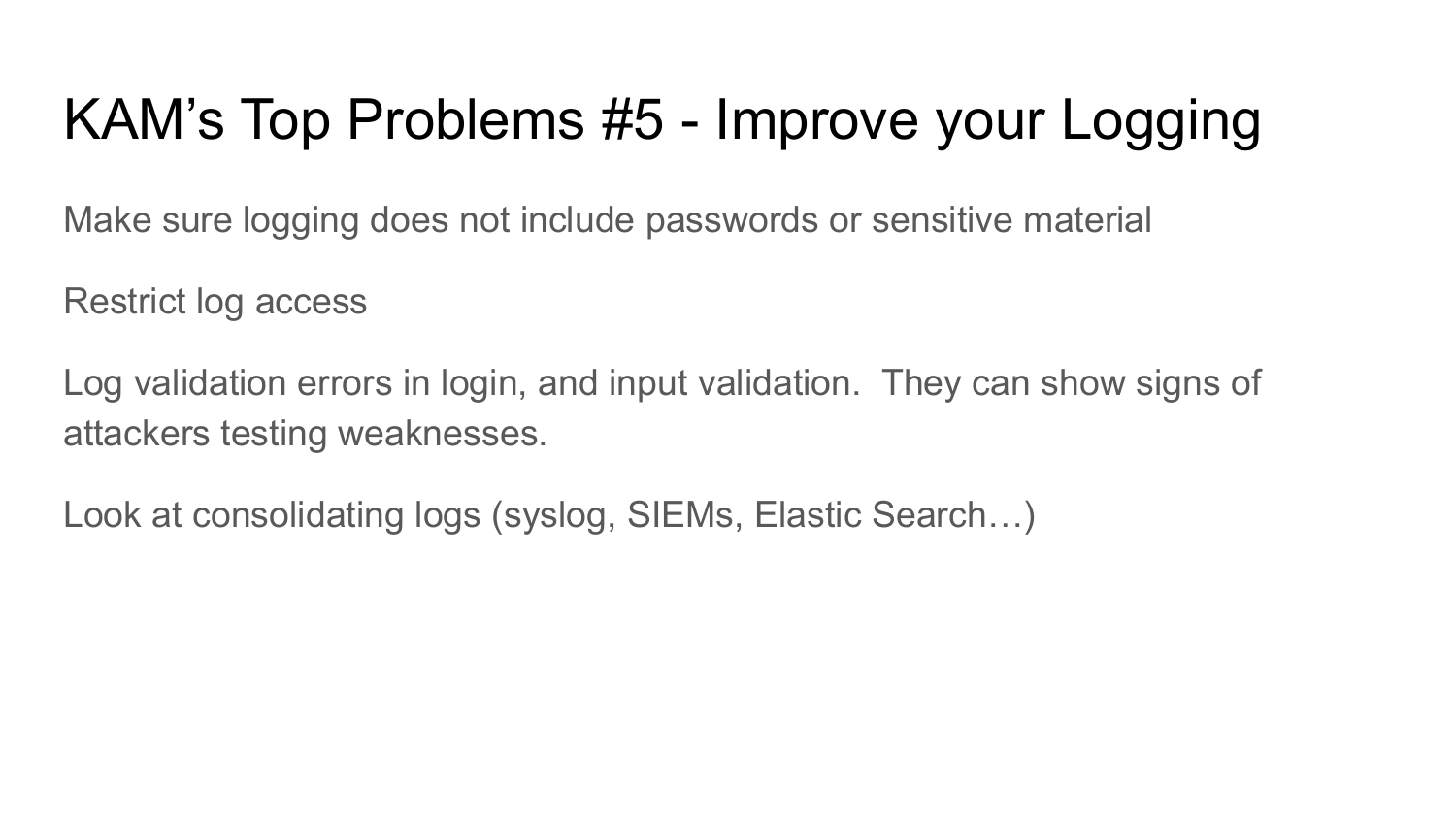# KAM’s Top Problems #5 - Improve your Logging

Make sure logging does not include passwords or sensitive material

Restrict log access

Log validation errors in login, and input validation.  They can show signs of attackers testing weaknesses.

Look at consolidating logs (syslog, SIEMs, Elastic Search…)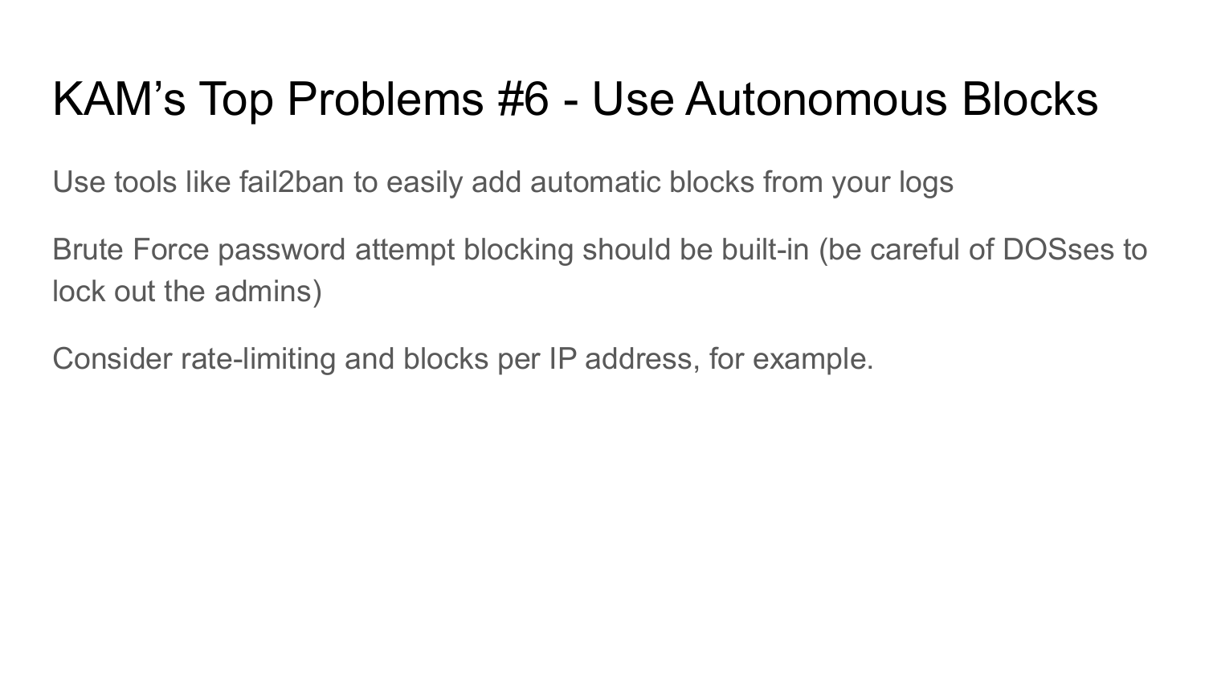# KAM’s Top Problems #6 - Use Autonomous Blocks

Use tools like fail2ban to easily add automatic blocks from your logs

Brute Force password attempt blocking should be built-in (be careful of DOSses to lock out the admins)

Consider rate-limiting and blocks per IP address, for example.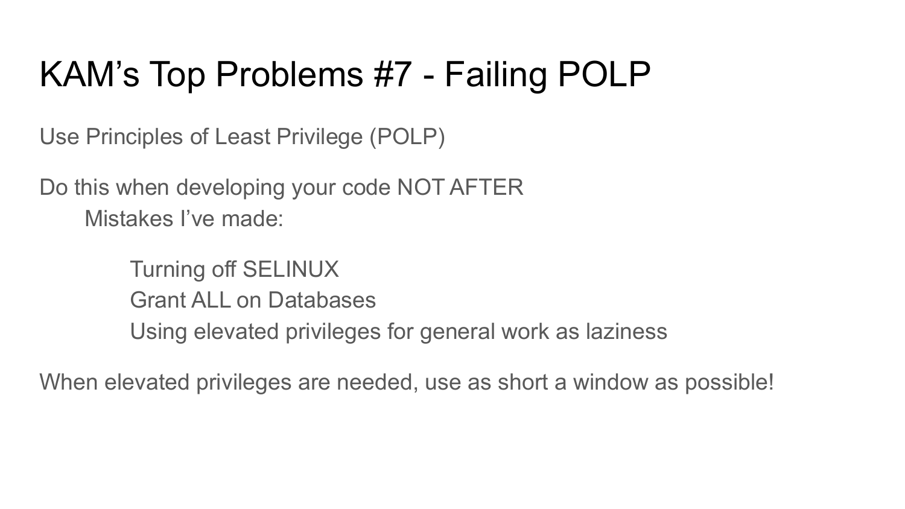# KAM’s Top Problems #7 - Failing POLP

Use Principles of Least Privilege (POLP)

Do this when developing your code NOT AFTER

- Mistakes I’ve made:
    - Turning off SELINUX
    - Grant ALL on Databases
    - Using elevated privileges for general work as laziness

When elevated privileges are needed, use as short a window as possible!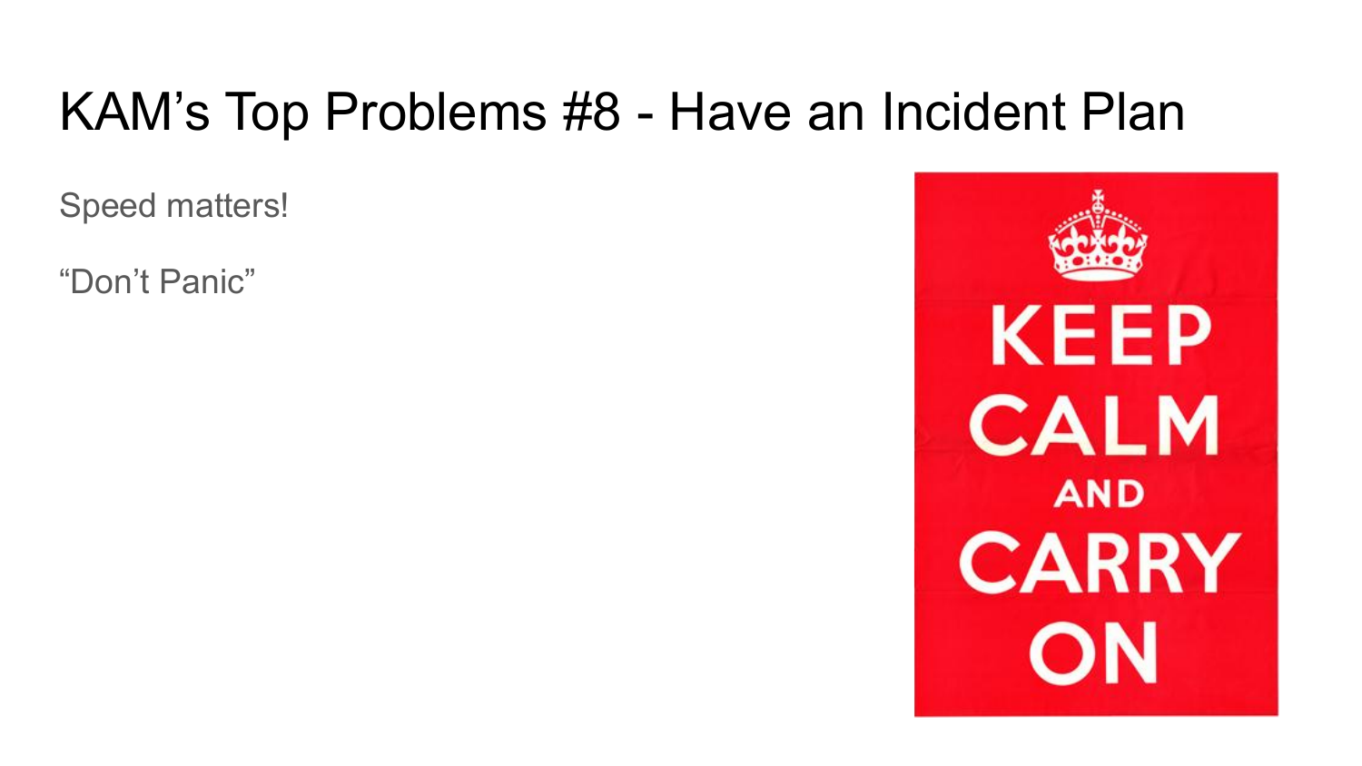# KAM's Top Problems #8 - Have an Incident Plan

Speed matters!

"Don't Panic"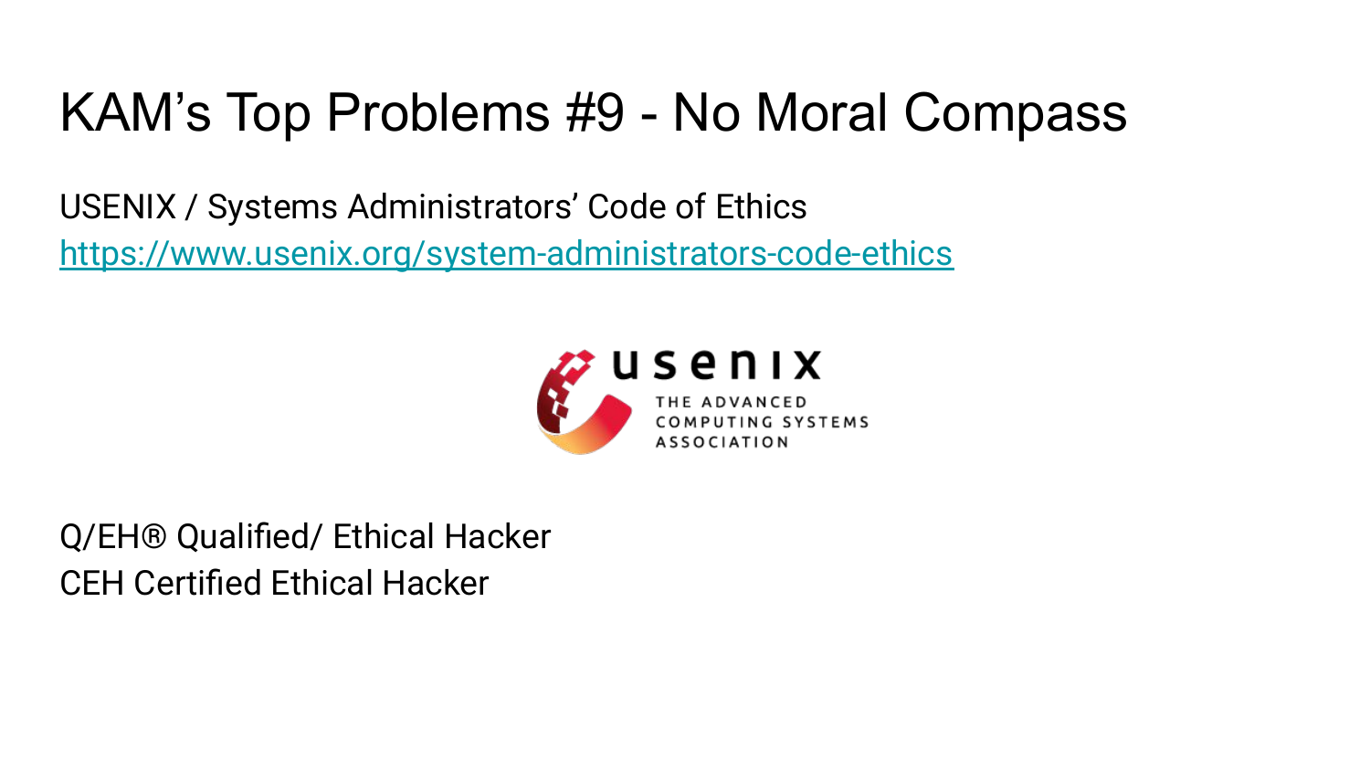# KAM's Top Problems #9 - No Moral Compass

USENIX / Systems Administrators' Code of Ethics
https://www.usenix.org/system-administrators-code-ethics

Q/EH® Qualified/ Ethical Hacker
CEH Certified Ethical Hacker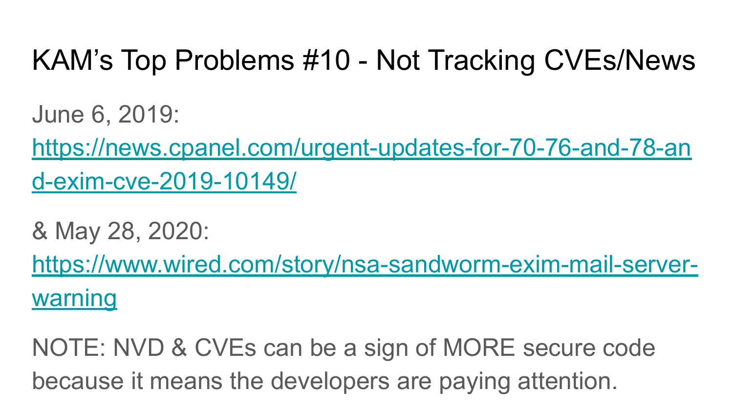# KAM's Top Problems #10 - Not Tracking CVEs/News

June 6, 2019:
[https://news.cpanel.com/urgent-updates-for-70-76-and-78-and-exim-cve-2019-10149/](https://news.cpanel.com/urgent-updates-for-70-76-and-78-and-exim-cve-2019-10149/)

& May 28, 2020:
[https://www.wired.com/story/nsa-sandworm-exim-mail-server-warning](https://www.wired.com/story/nsa-sandworm-exim-mail-server-warning)

NOTE: NVD & CVEs can be a sign of MORE secure code because it means the developers are paying attention.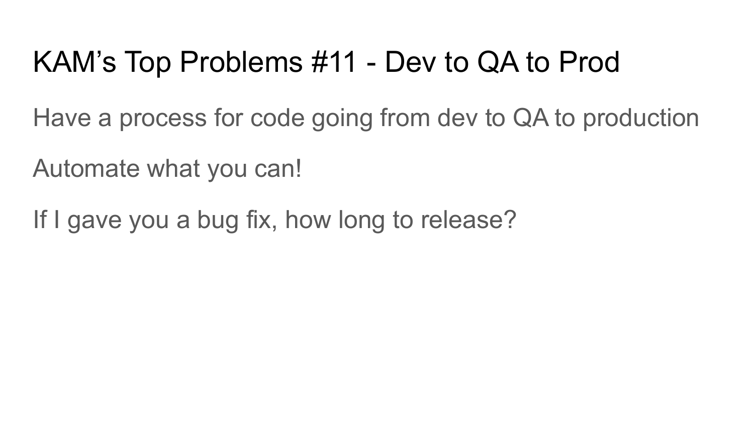# KAM's Top Problems #11 - Dev to QA to Prod

Have a process for code going from dev to QA to production

Automate what you can!

If I gave you a bug fix, how long to release?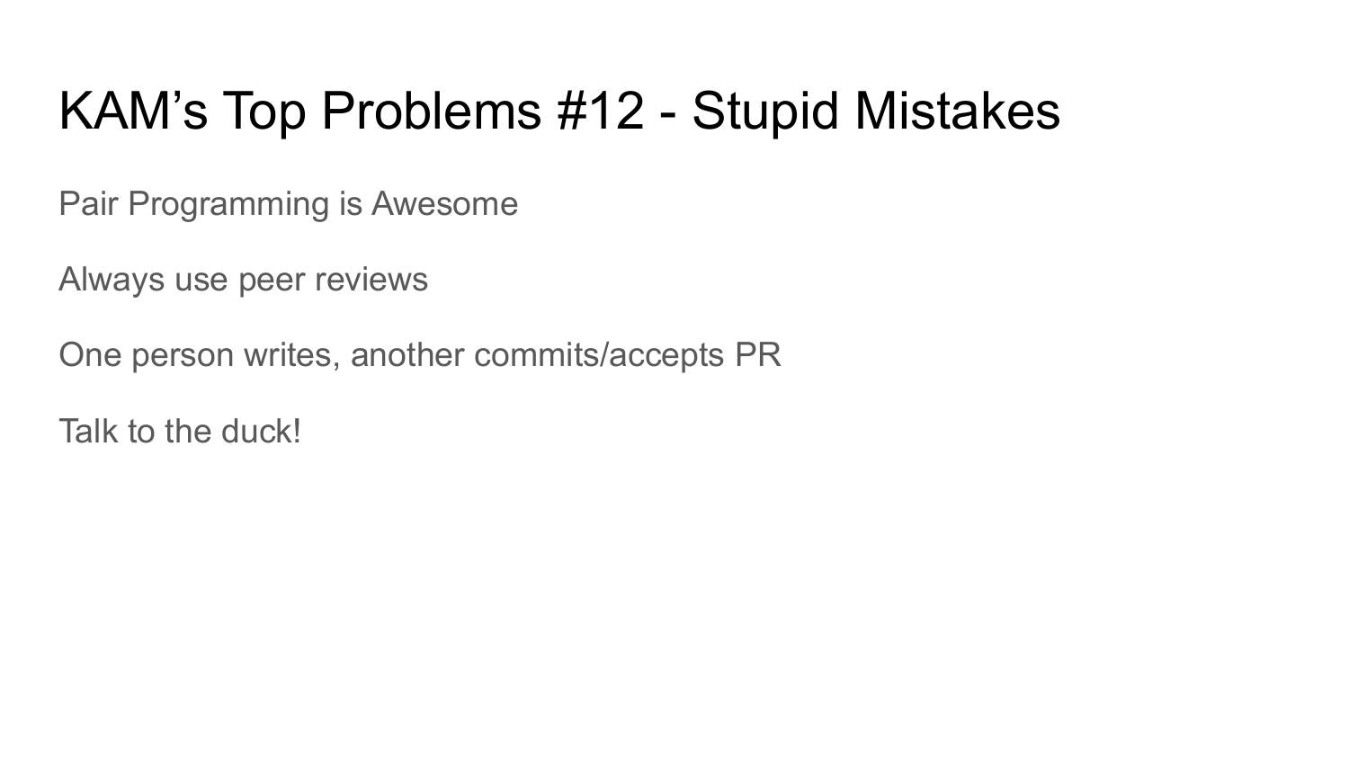# KAM’s Top Problems #12 - Stupid Mistakes

Pair Programming is Awesome

Always use peer reviews

One person writes, another commits/accepts PR

Talk to the duck!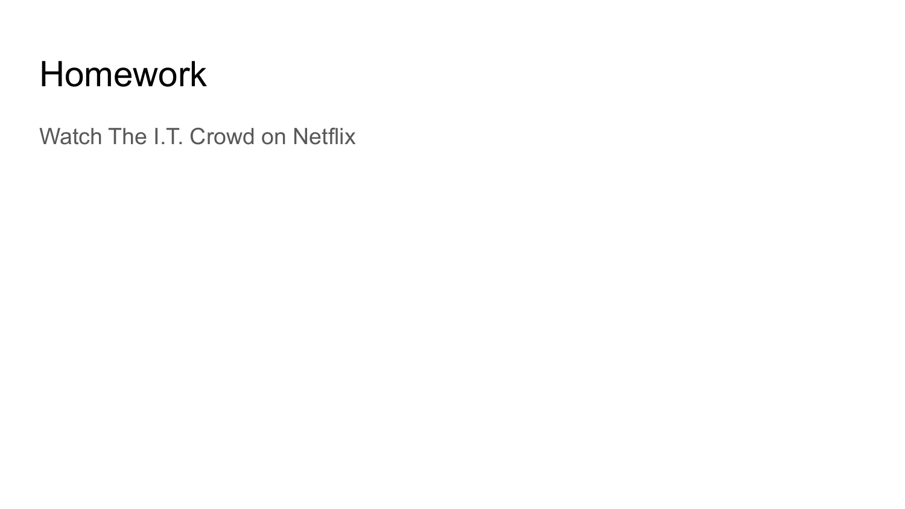# Homework

Watch The I.T. Crowd on Netflix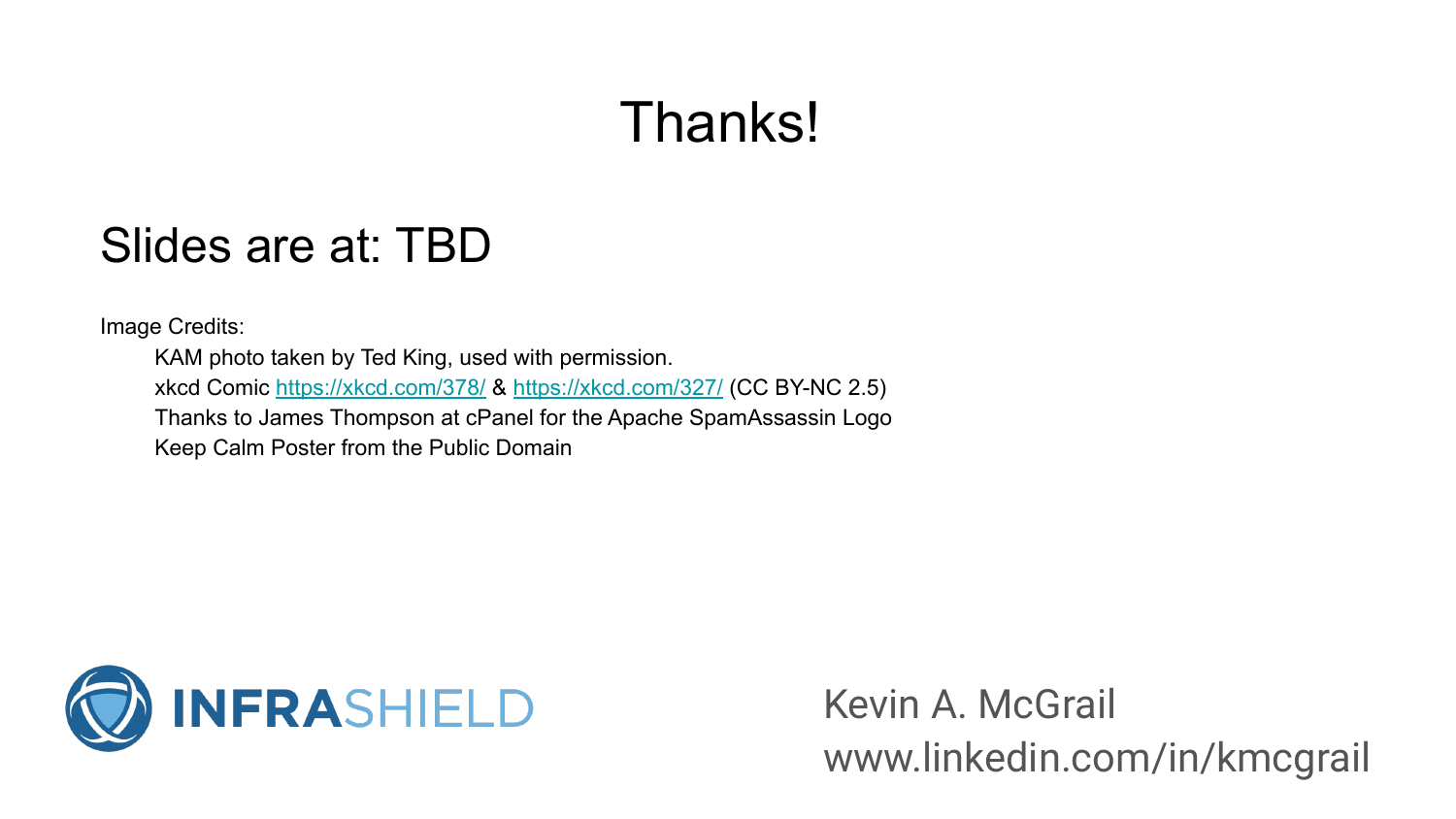# Thanks!

## Slides are at: TBD

Image Credits:

- KAM photo taken by Ted King, used with permission.
- xkcd Comic https://xkcd.com/378/ & https://xkcd.com/327/ (CC BY-NC 2.5)
- Thanks to James Thompson at cPanel for the Apache SpamAssassin Logo
- Keep Calm Poster from the Public Domain

INFRASHIELD

Kevin A. McGrail
www.linkedin.com/in/kmcgrail